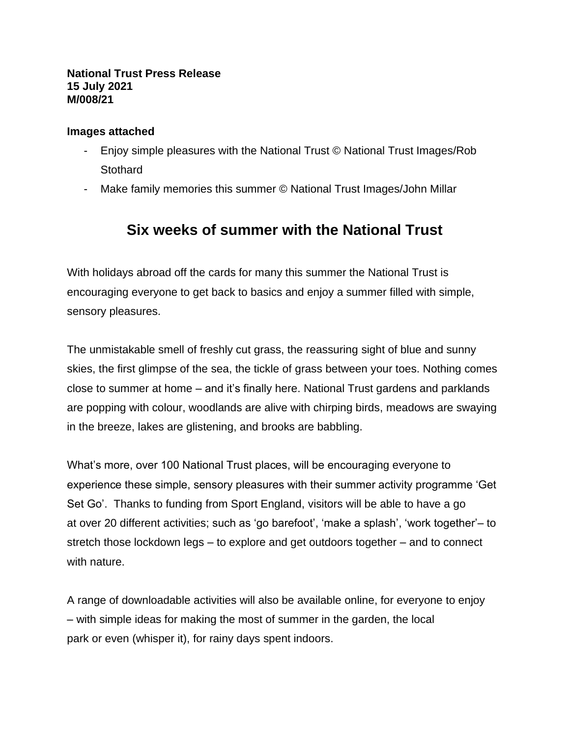**National Trust Press Release**
**15 July 2021**
**M/008/21**

**Images attached**

- Enjoy simple pleasures with the National Trust © National Trust Images/Rob Stothard
- Make family memories this summer © National Trust Images/John Millar

# Six weeks of summer with the National Trust

With holidays abroad off the cards for many this summer the National Trust is encouraging everyone to get back to basics and enjoy a summer filled with simple, sensory pleasures.

The unmistakable smell of freshly cut grass, the reassuring sight of blue and sunny skies, the first glimpse of the sea, the tickle of grass between your toes. Nothing comes close to summer at home – and it's finally here. National Trust gardens and parklands are popping with colour, woodlands are alive with chirping birds, meadows are swaying in the breeze, lakes are glistening, and brooks are babbling.

What's more, over 100 National Trust places, will be encouraging everyone to experience these simple, sensory pleasures with their summer activity programme 'Get Set Go'. Thanks to funding from Sport England, visitors will be able to have a go at over 20 different activities; such as 'go barefoot', 'make a splash', 'work together'– to stretch those lockdown legs – to explore and get outdoors together – and to connect with nature.

A range of downloadable activities will also be available online, for everyone to enjoy – with simple ideas for making the most of summer in the garden, the local park or even (whisper it), for rainy days spent indoors.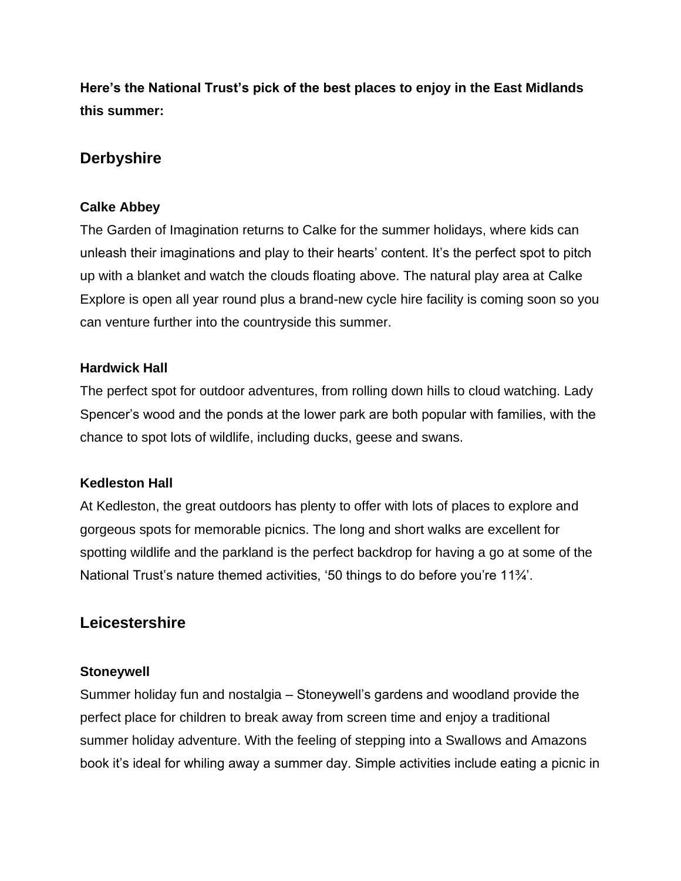**Here's the National Trust's pick of the best places to enjoy in the East Midlands this summer:**

## Derbyshire

### Calke Abbey

The Garden of Imagination returns to Calke for the summer holidays, where kids can unleash their imaginations and play to their hearts' content. It's the perfect spot to pitch up with a blanket and watch the clouds floating above. The natural play area at Calke Explore is open all year round plus a brand-new cycle hire facility is coming soon so you can venture further into the countryside this summer.

### Hardwick Hall

The perfect spot for outdoor adventures, from rolling down hills to cloud watching. Lady Spencer's wood and the ponds at the lower park are both popular with families, with the chance to spot lots of wildlife, including ducks, geese and swans.

### Kedleston Hall

At Kedleston, the great outdoors has plenty to offer with lots of places to explore and gorgeous spots for memorable picnics. The long and short walks are excellent for spotting wildlife and the parkland is the perfect backdrop for having a go at some of the National Trust's nature themed activities, '50 things to do before you're 11¾'.

## Leicestershire

### Stoneywell

Summer holiday fun and nostalgia – Stoneywell's gardens and woodland provide the perfect place for children to break away from screen time and enjoy a traditional summer holiday adventure. With the feeling of stepping into a Swallows and Amazons book it's ideal for whiling away a summer day. Simple activities include eating a picnic in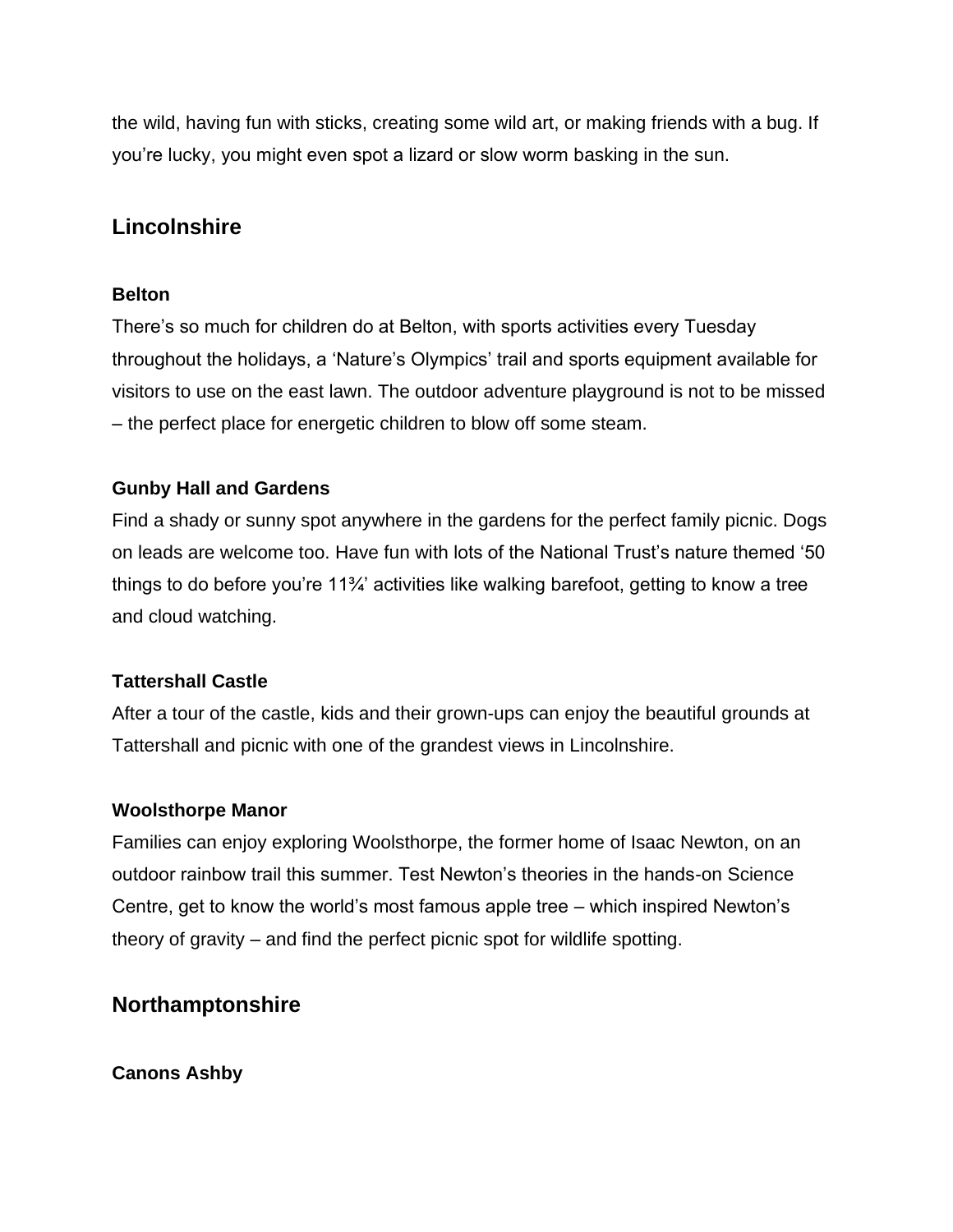the wild, having fun with sticks, creating some wild art, or making friends with a bug. If you're lucky, you might even spot a lizard or slow worm basking in the sun.

## Lincolnshire

### Belton

There's so much for children do at Belton, with sports activities every Tuesday throughout the holidays, a 'Nature's Olympics' trail and sports equipment available for visitors to use on the east lawn. The outdoor adventure playground is not to be missed – the perfect place for energetic children to blow off some steam.

### Gunby Hall and Gardens

Find a shady or sunny spot anywhere in the gardens for the perfect family picnic. Dogs on leads are welcome too. Have fun with lots of the National Trust's nature themed '50 things to do before you're 11¾' activities like walking barefoot, getting to know a tree and cloud watching.

### Tattershall Castle

After a tour of the castle, kids and their grown-ups can enjoy the beautiful grounds at Tattershall and picnic with one of the grandest views in Lincolnshire.

### Woolsthorpe Manor

Families can enjoy exploring Woolsthorpe, the former home of Isaac Newton, on an outdoor rainbow trail this summer. Test Newton's theories in the hands-on Science Centre, get to know the world's most famous apple tree – which inspired Newton's theory of gravity – and find the perfect picnic spot for wildlife spotting.

## Northamptonshire

### Canons Ashby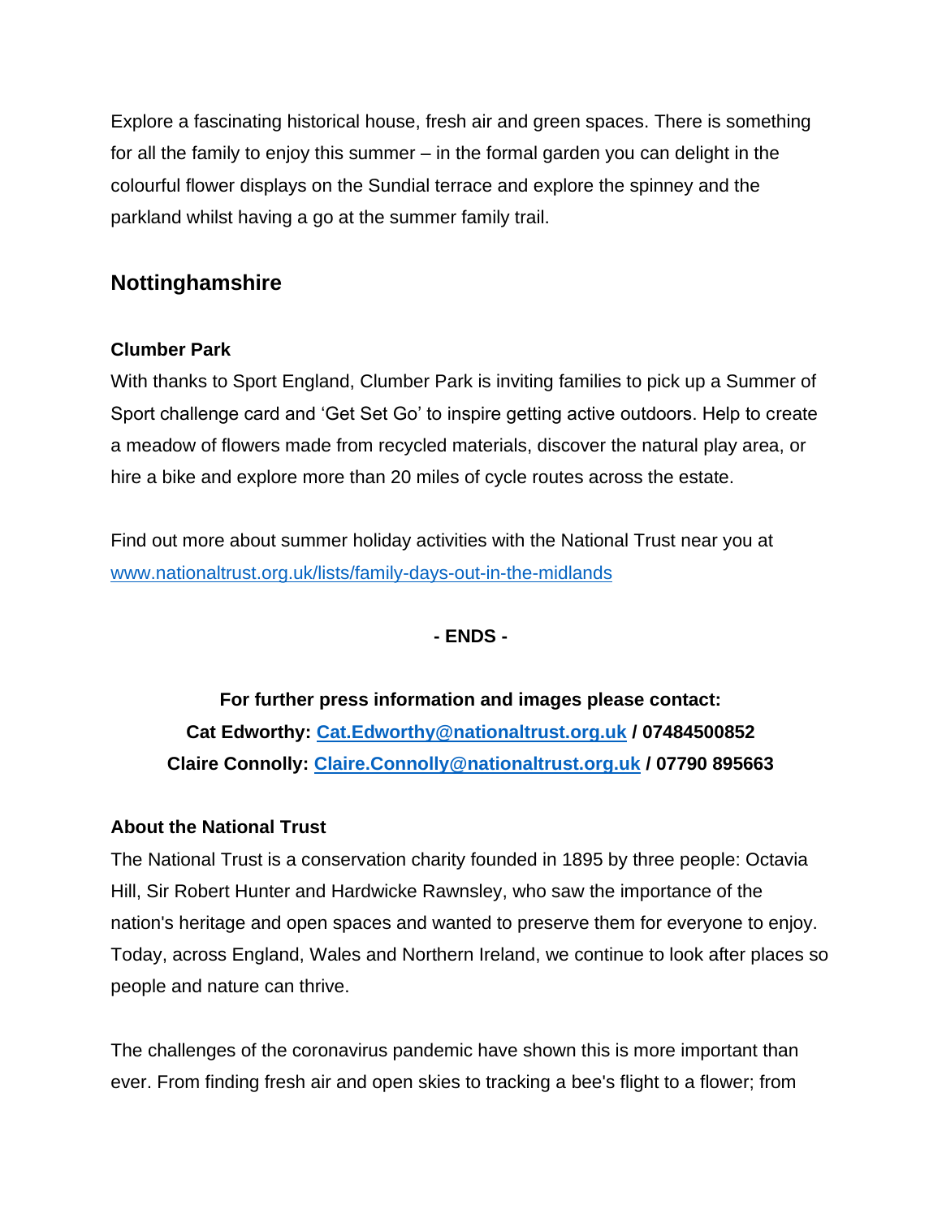Explore a fascinating historical house, fresh air and green spaces. There is something for all the family to enjoy this summer – in the formal garden you can delight in the colourful flower displays on the Sundial terrace and explore the spinney and the parkland whilst having a go at the summer family trail.

## Nottinghamshire

**Clumber Park**

With thanks to Sport England, Clumber Park is inviting families to pick up a Summer of Sport challenge card and 'Get Set Go' to inspire getting active outdoors. Help to create a meadow of flowers made from recycled materials, discover the natural play area, or hire a bike and explore more than 20 miles of cycle routes across the estate.

Find out more about summer holiday activities with the National Trust near you at [www.nationaltrust.org.uk/lists/family-days-out-in-the-midlands](www.nationaltrust.org.uk/lists/family-days-out-in-the-midlands)

**- ENDS -**

**For further press information and images please contact:**
**Cat Edworthy: [Cat.Edworthy@nationaltrust.org.uk](mailto:Cat.Edworthy@nationaltrust.org.uk) / 07484500852**
**Claire Connolly: [Claire.Connolly@nationaltrust.org.uk](mailto:Claire.Connolly@nationaltrust.org.uk) / 07790 895663**

**About the National Trust**

The National Trust is a conservation charity founded in 1895 by three people: Octavia Hill, Sir Robert Hunter and Hardwicke Rawnsley, who saw the importance of the nation's heritage and open spaces and wanted to preserve them for everyone to enjoy. Today, across England, Wales and Northern Ireland, we continue to look after places so people and nature can thrive.

The challenges of the coronavirus pandemic have shown this is more important than ever. From finding fresh air and open skies to tracking a bee's flight to a flower; from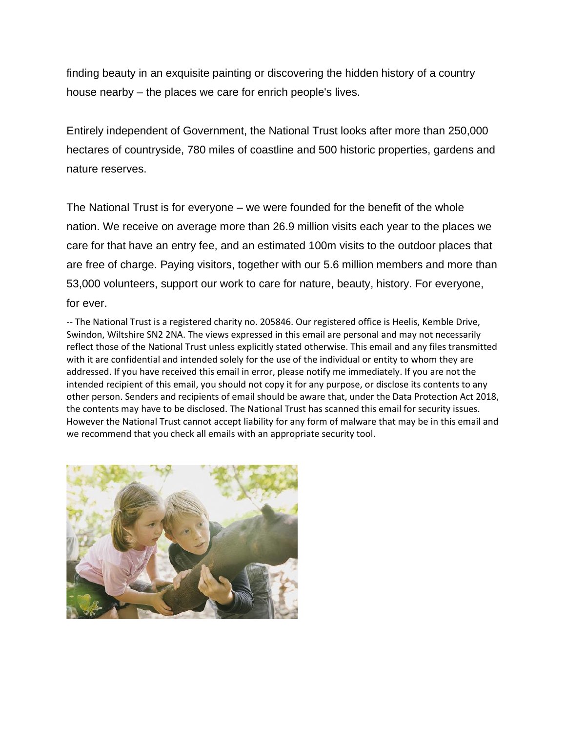finding beauty in an exquisite painting or discovering the hidden history of a country house nearby – the places we care for enrich people's lives.

Entirely independent of Government, the National Trust looks after more than 250,000 hectares of countryside, 780 miles of coastline and 500 historic properties, gardens and nature reserves.

The National Trust is for everyone – we were founded for the benefit of the whole nation. We receive on average more than 26.9 million visits each year to the places we care for that have an entry fee, and an estimated 100m visits to the outdoor places that are free of charge. Paying visitors, together with our 5.6 million members and more than 53,000 volunteers, support our work to care for nature, beauty, history. For everyone, for ever.

-- The National Trust is a registered charity no. 205846. Our registered office is Heelis, Kemble Drive, Swindon, Wiltshire SN2 2NA. The views expressed in this email are personal and may not necessarily reflect those of the National Trust unless explicitly stated otherwise. This email and any files transmitted with it are confidential and intended solely for the use of the individual or entity to whom they are addressed. If you have received this email in error, please notify me immediately. If you are not the intended recipient of this email, you should not copy it for any purpose, or disclose its contents to any other person. Senders and recipients of email should be aware that, under the Data Protection Act 2018, the contents may have to be disclosed. The National Trust has scanned this email for security issues. However the National Trust cannot accept liability for any form of malware that may be in this email and we recommend that you check all emails with an appropriate security tool.